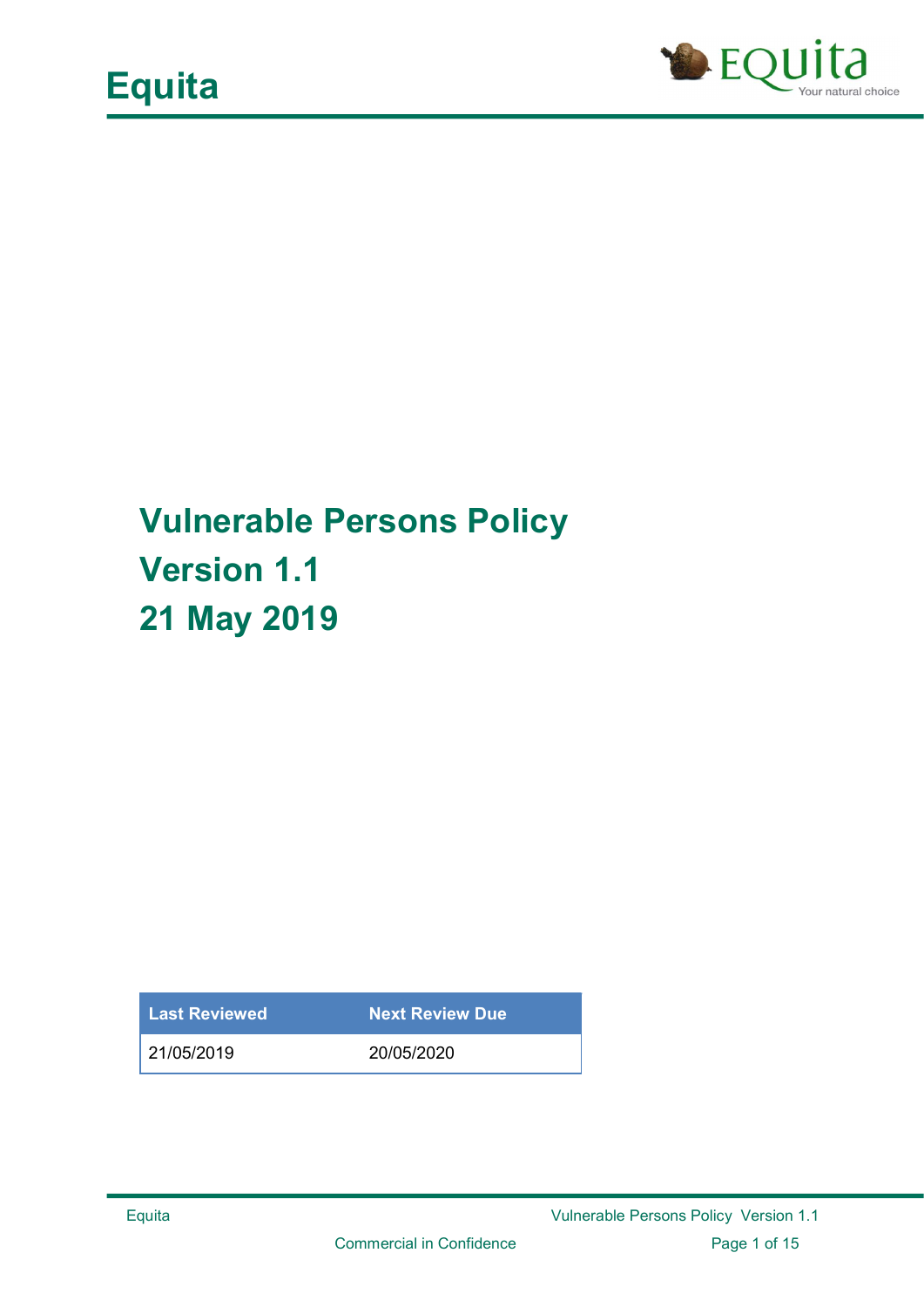# Equita

## Vulnerable Persons Policy
## Version 1.1
## 21 May 2019

| Last Reviewed | Next Review Due |
| --- | --- |
| 21/05/2019 | 20/05/2020 |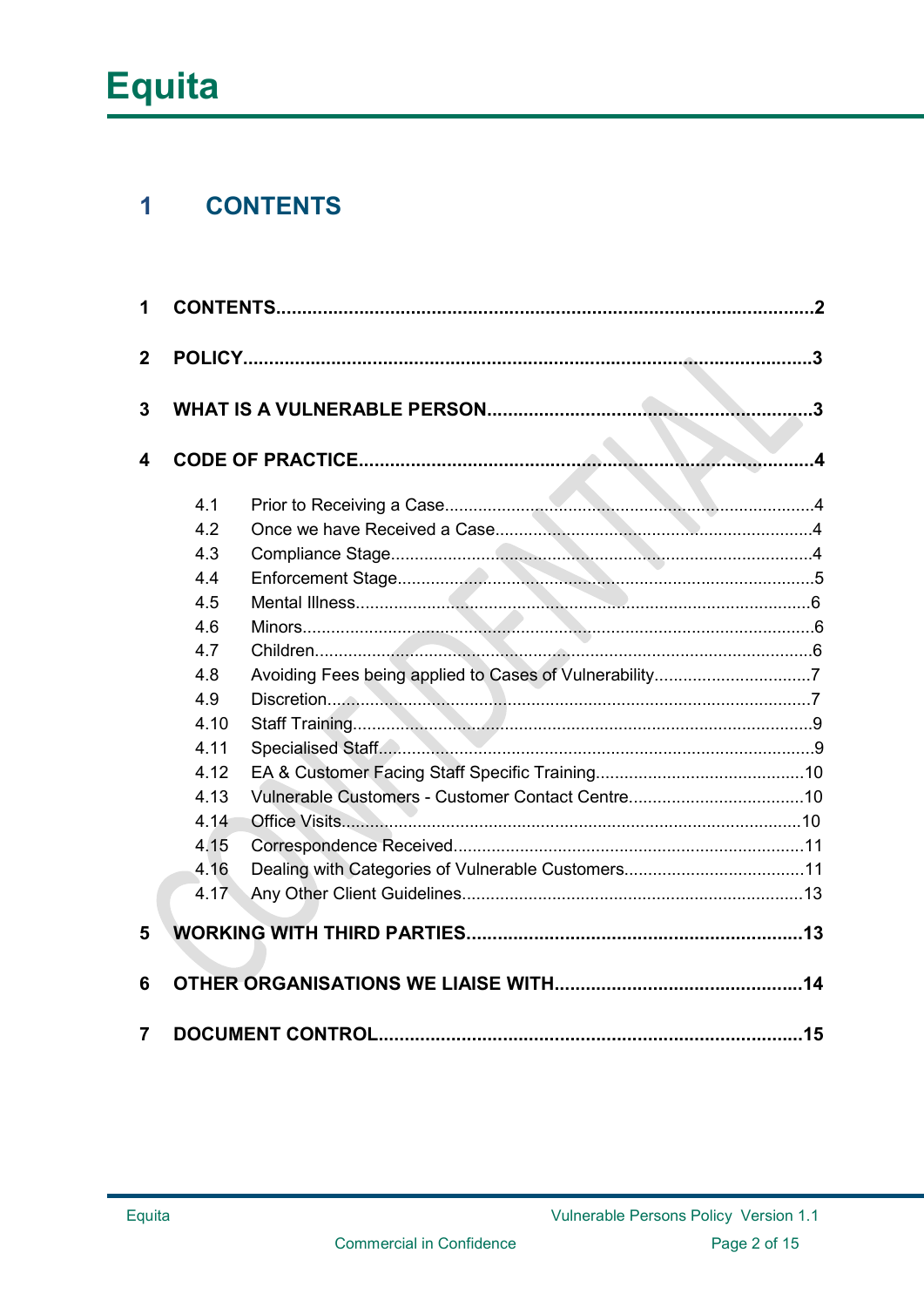# 1 CONTENTS

| | | |
|---|---|---|
| **1** | **CONTENTS** | **2** |
| **2** | **POLICY** | **3** |
| **3** | **WHAT IS A VULNERABLE PERSON** | **3** |
| **4** | **CODE OF PRACTICE** | **4** |
| 4.1 | Prior to Receiving a Case | 4 |
| 4.2 | Once we have Received a Case | 4 |
| 4.3 | Compliance Stage | 4 |
| 4.4 | Enforcement Stage | 5 |
| 4.5 | Mental Illness | 6 |
| 4.6 | Minors | 6 |
| 4.7 | Children | 6 |
| 4.8 | Avoiding Fees being applied to Cases of Vulnerability | 7 |
| 4.9 | Discretion | 7 |
| 4.10 | Staff Training | 9 |
| 4.11 | Specialised Staff | 9 |
| 4.12 | EA & Customer Facing Staff Specific Training | 10 |
| 4.13 | Vulnerable Customers - Customer Contact Centre | 10 |
| 4.14 | Office Visits | 10 |
| 4.15 | Correspondence Received | 11 |
| 4.16 | Dealing with Categories of Vulnerable Customers | 11 |
| 4.17 | Any Other Client Guidelines | 13 |
| **5** | **WORKING WITH THIRD PARTIES** | **13** |
| **6** | **OTHER ORGANISATIONS WE LIAISE WITH** | **14** |
| **7** | **DOCUMENT CONTROL** | **15** |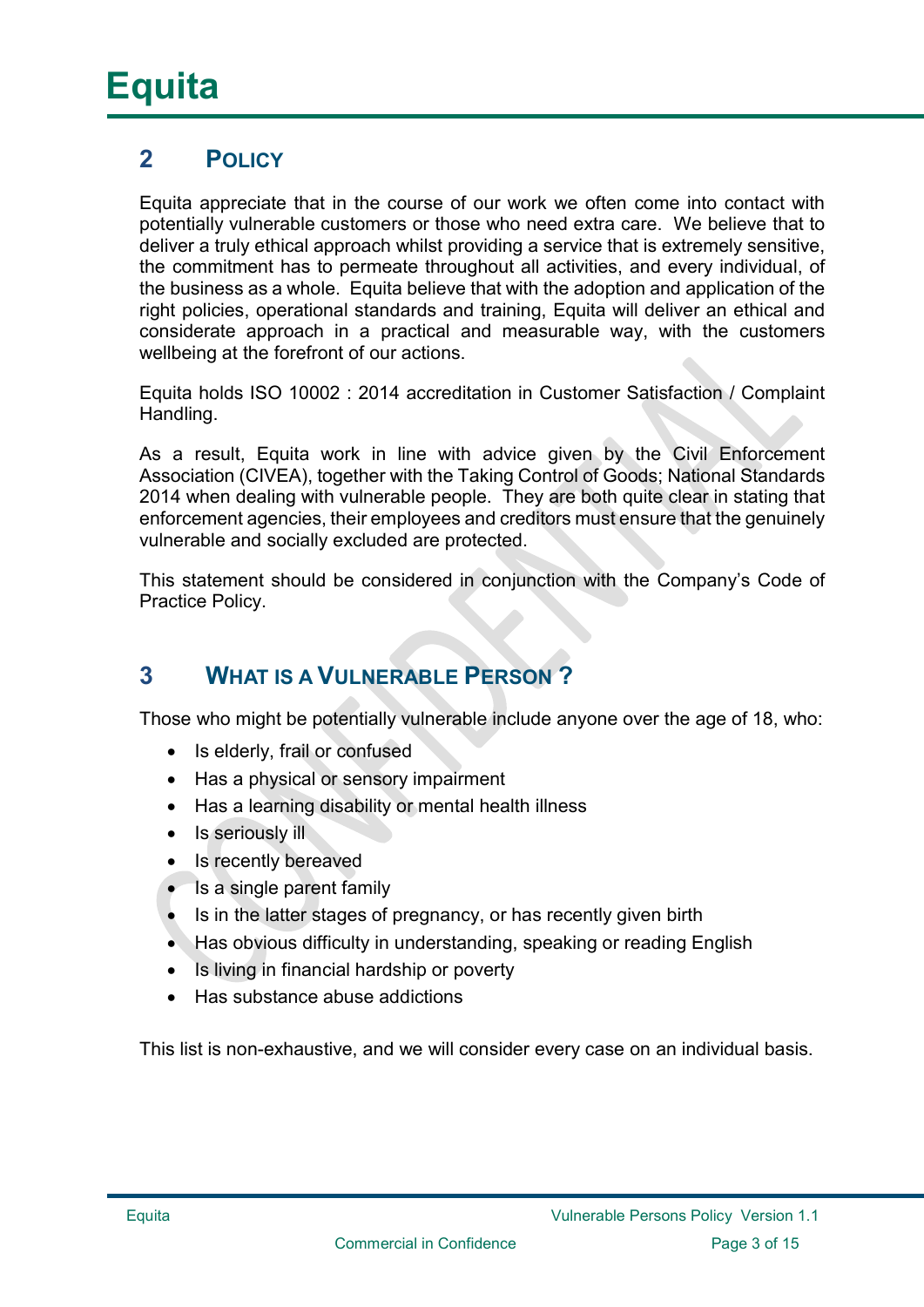## 2 POLICY

Equita appreciate that in the course of our work we often come into contact with potentially vulnerable customers or those who need extra care. We believe that to deliver a truly ethical approach whilst providing a service that is extremely sensitive, the commitment has to permeate throughout all activities, and every individual, of the business as a whole. Equita believe that with the adoption and application of the right policies, operational standards and training, Equita will deliver an ethical and considerate approach in a practical and measurable way, with the customers wellbeing at the forefront of our actions.

Equita holds ISO 10002 : 2014 accreditation in Customer Satisfaction / Complaint Handling.

As a result, Equita work in line with advice given by the Civil Enforcement Association (CIVEA), together with the Taking Control of Goods; National Standards 2014 when dealing with vulnerable people. They are both quite clear in stating that enforcement agencies, their employees and creditors must ensure that the genuinely vulnerable and socially excluded are protected.

This statement should be considered in conjunction with the Company's Code of Practice Policy.

## 3 WHAT IS A VULNERABLE PERSON ?

Those who might be potentially vulnerable include anyone over the age of 18, who:

- Is elderly, frail or confused
- Has a physical or sensory impairment
- Has a learning disability or mental health illness
- Is seriously ill
- Is recently bereaved
- Is a single parent family
- Is in the latter stages of pregnancy, or has recently given birth
- Has obvious difficulty in understanding, speaking or reading English
- Is living in financial hardship or poverty
- Has substance abuse addictions

This list is non-exhaustive, and we will consider every case on an individual basis.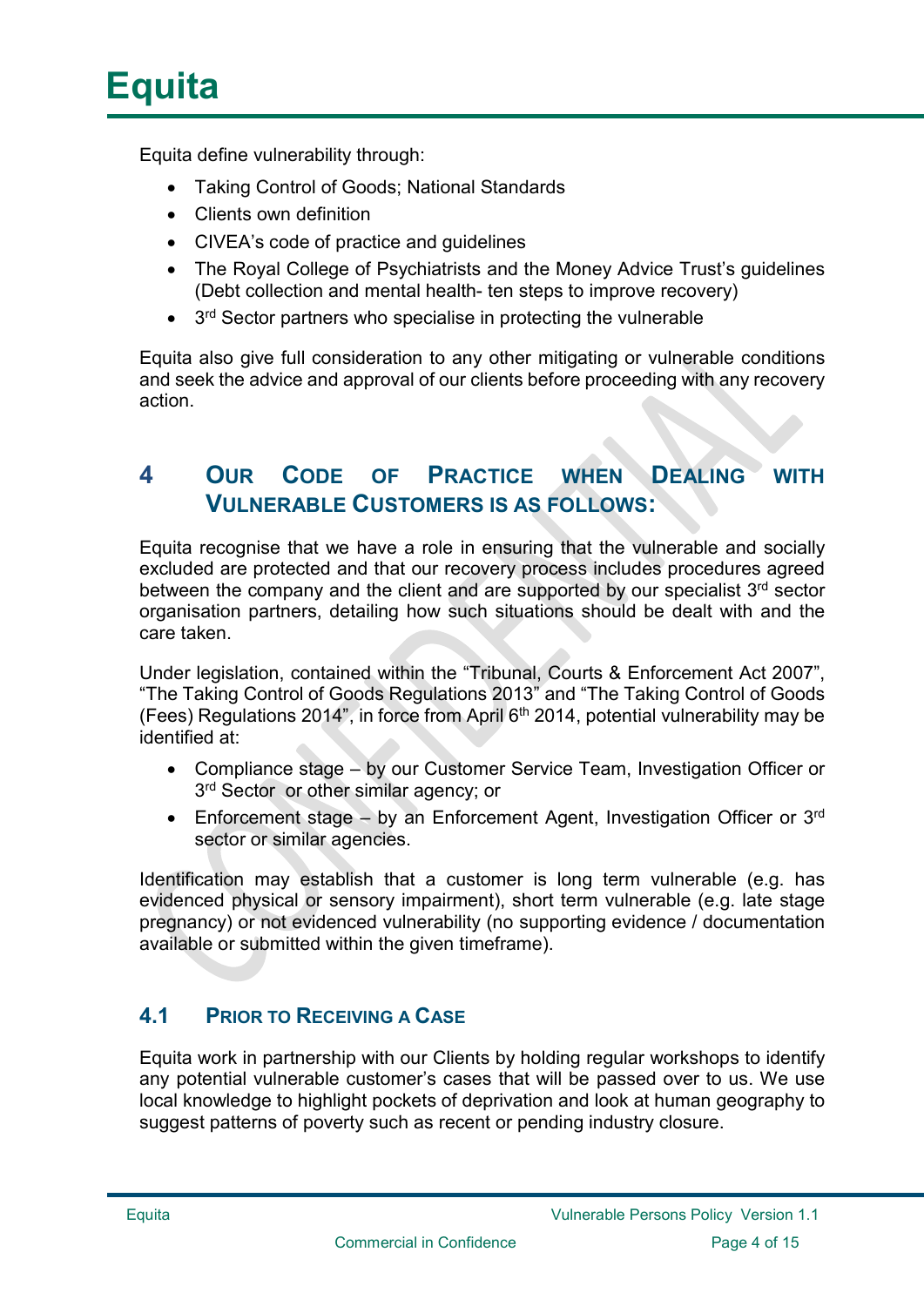Equita define vulnerability through:

- Taking Control of Goods; National Standards
- Clients own definition
- CIVEA's code of practice and guidelines
- The Royal College of Psychiatrists and the Money Advice Trust's guidelines (Debt collection and mental health- ten steps to improve recovery)
- 3rd Sector partners who specialise in protecting the vulnerable

Equita also give full consideration to any other mitigating or vulnerable conditions and seek the advice and approval of our clients before proceeding with any recovery action.

## 4 Our Code of Practice when Dealing with Vulnerable Customers is as follows:

Equita recognise that we have a role in ensuring that the vulnerable and socially excluded are protected and that our recovery process includes procedures agreed between the company and the client and are supported by our specialist 3rd sector organisation partners, detailing how such situations should be dealt with and the care taken.

Under legislation, contained within the "Tribunal, Courts & Enforcement Act 2007", "The Taking Control of Goods Regulations 2013" and "The Taking Control of Goods (Fees) Regulations 2014", in force from April 6th 2014, potential vulnerability may be identified at:

- Compliance stage – by our Customer Service Team, Investigation Officer or 3rd Sector or other similar agency; or
- Enforcement stage – by an Enforcement Agent, Investigation Officer or 3rd sector or similar agencies.

Identification may establish that a customer is long term vulnerable (e.g. has evidenced physical or sensory impairment), short term vulnerable (e.g. late stage pregnancy) or not evidenced vulnerability (no supporting evidence / documentation available or submitted within the given timeframe).

### 4.1 Prior to Receiving a Case

Equita work in partnership with our Clients by holding regular workshops to identify any potential vulnerable customer's cases that will be passed over to us. We use local knowledge to highlight pockets of deprivation and look at human geography to suggest patterns of poverty such as recent or pending industry closure.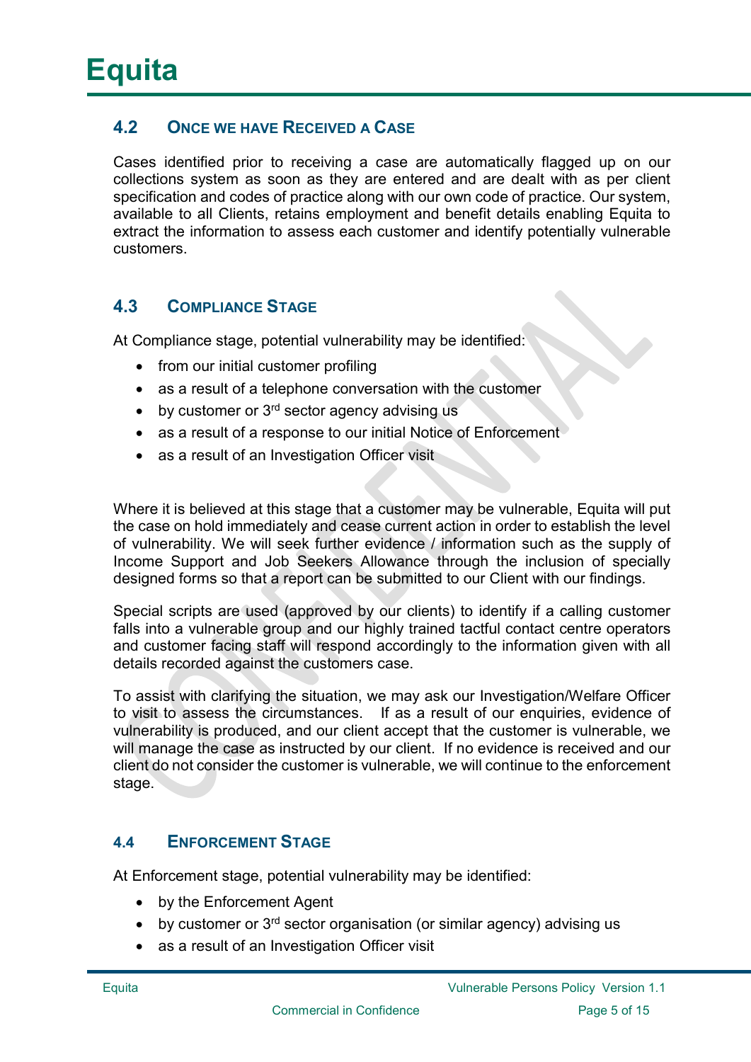## 4.2 Once we have Received a Case

Cases identified prior to receiving a case are automatically flagged up on our collections system as soon as they are entered and are dealt with as per client specification and codes of practice along with our own code of practice. Our system, available to all Clients, retains employment and benefit details enabling Equita to extract the information to assess each customer and identify potentially vulnerable customers.

## 4.3 Compliance Stage

At Compliance stage, potential vulnerability may be identified:

- from our initial customer profiling
- as a result of a telephone conversation with the customer
- by customer or 3rd sector agency advising us
- as a result of a response to our initial Notice of Enforcement
- as a result of an Investigation Officer visit

Where it is believed at this stage that a customer may be vulnerable, Equita will put the case on hold immediately and cease current action in order to establish the level of vulnerability. We will seek further evidence / information such as the supply of Income Support and Job Seekers Allowance through the inclusion of specially designed forms so that a report can be submitted to our Client with our findings.

Special scripts are used (approved by our clients) to identify if a calling customer falls into a vulnerable group and our highly trained tactful contact centre operators and customer facing staff will respond accordingly to the information given with all details recorded against the customers case.

To assist with clarifying the situation, we may ask our Investigation/Welfare Officer to visit to assess the circumstances. If as a result of our enquiries, evidence of vulnerability is produced, and our client accept that the customer is vulnerable, we will manage the case as instructed by our client. If no evidence is received and our client do not consider the customer is vulnerable, we will continue to the enforcement stage.

## 4.4 Enforcement Stage

At Enforcement stage, potential vulnerability may be identified:

- by the Enforcement Agent
- by customer or 3rd sector organisation (or similar agency) advising us
- as a result of an Investigation Officer visit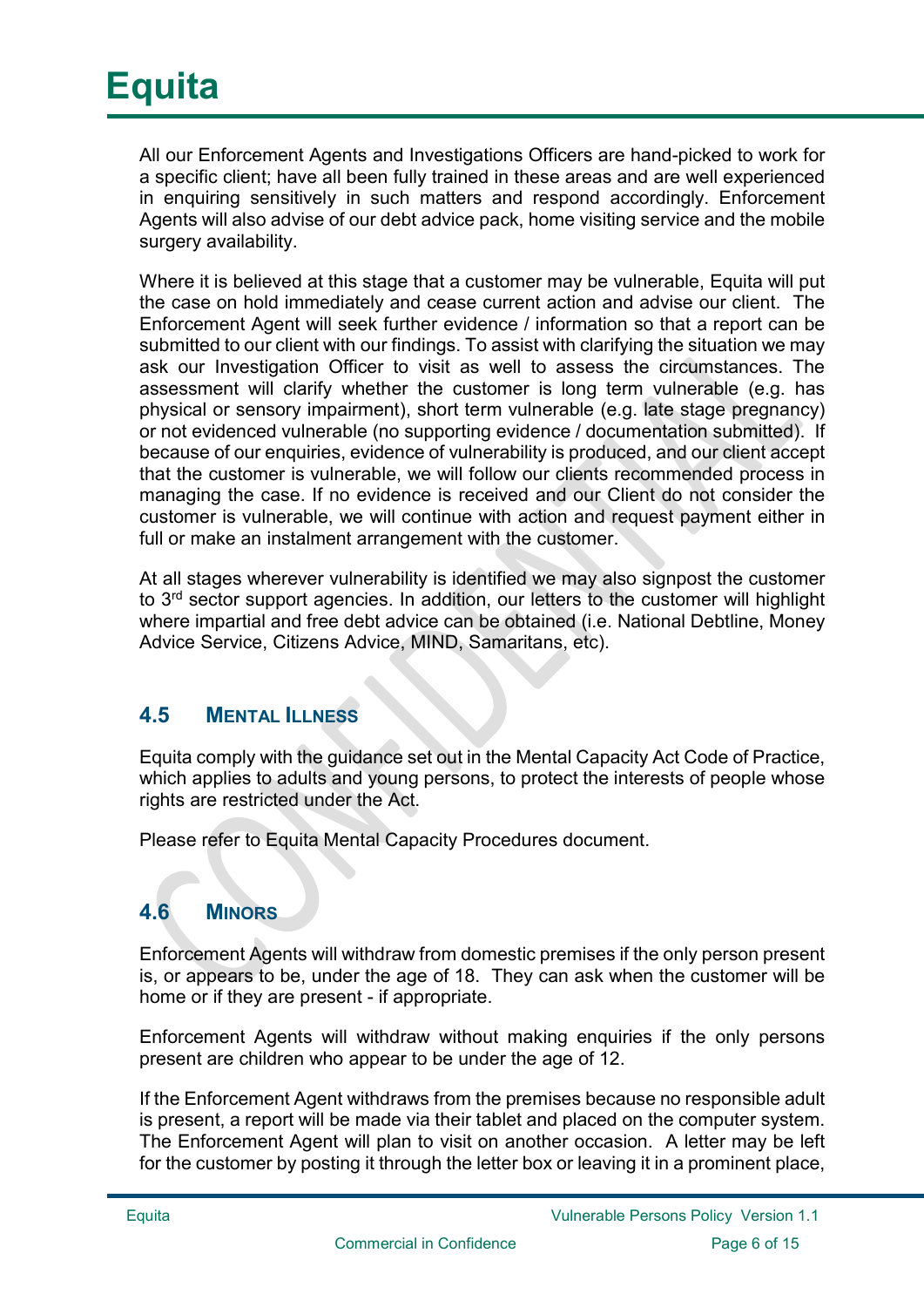All our Enforcement Agents and Investigations Officers are hand-picked to work for a specific client; have all been fully trained in these areas and are well experienced in enquiring sensitively in such matters and respond accordingly. Enforcement Agents will also advise of our debt advice pack, home visiting service and the mobile surgery availability.

Where it is believed at this stage that a customer may be vulnerable, Equita will put the case on hold immediately and cease current action and advise our client. The Enforcement Agent will seek further evidence / information so that a report can be submitted to our client with our findings. To assist with clarifying the situation we may ask our Investigation Officer to visit as well to assess the circumstances. The assessment will clarify whether the customer is long term vulnerable (e.g. has physical or sensory impairment), short term vulnerable (e.g. late stage pregnancy) or not evidenced vulnerable (no supporting evidence / documentation submitted). If because of our enquiries, evidence of vulnerability is produced, and our client accept that the customer is vulnerable, we will follow our clients recommended process in managing the case. If no evidence is received and our Client do not consider the customer is vulnerable, we will continue with action and request payment either in full or make an instalment arrangement with the customer.

At all stages wherever vulnerability is identified we may also signpost the customer to 3rd sector support agencies. In addition, our letters to the customer will highlight where impartial and free debt advice can be obtained (i.e. National Debtline, Money Advice Service, Citizens Advice, MIND, Samaritans, etc).

## 4.5 Mental Illness

Equita comply with the guidance set out in the Mental Capacity Act Code of Practice, which applies to adults and young persons, to protect the interests of people whose rights are restricted under the Act.

Please refer to Equita Mental Capacity Procedures document.

## 4.6 Minors

Enforcement Agents will withdraw from domestic premises if the only person present is, or appears to be, under the age of 18. They can ask when the customer will be home or if they are present - if appropriate.

Enforcement Agents will withdraw without making enquiries if the only persons present are children who appear to be under the age of 12.

If the Enforcement Agent withdraws from the premises because no responsible adult is present, a report will be made via their tablet and placed on the computer system. The Enforcement Agent will plan to visit on another occasion. A letter may be left for the customer by posting it through the letter box or leaving it in a prominent place,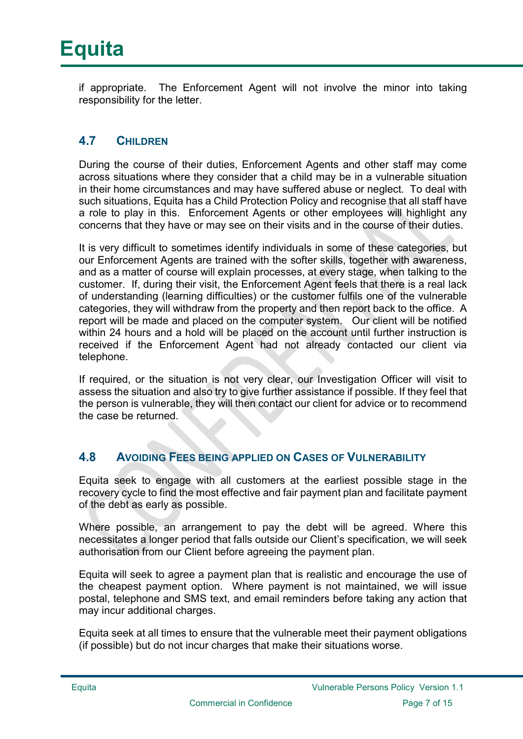if appropriate. The Enforcement Agent will not involve the minor into taking responsibility for the letter.

## 4.7 Children

During the course of their duties, Enforcement Agents and other staff may come across situations where they consider that a child may be in a vulnerable situation in their home circumstances and may have suffered abuse or neglect. To deal with such situations, Equita has a Child Protection Policy and recognise that all staff have a role to play in this. Enforcement Agents or other employees will highlight any concerns that they have or may see on their visits and in the course of their duties.

It is very difficult to sometimes identify individuals in some of these categories, but our Enforcement Agents are trained with the softer skills, together with awareness, and as a matter of course will explain processes, at every stage, when talking to the customer. If, during their visit, the Enforcement Agent feels that there is a real lack of understanding (learning difficulties) or the customer fulfils one of the vulnerable categories, they will withdraw from the property and then report back to the office. A report will be made and placed on the computer system. Our client will be notified within 24 hours and a hold will be placed on the account until further instruction is received if the Enforcement Agent had not already contacted our client via telephone.

If required, or the situation is not very clear, our Investigation Officer will visit to assess the situation and also try to give further assistance if possible. If they feel that the person is vulnerable, they will then contact our client for advice or to recommend the case be returned.

## 4.8 Avoiding Fees being applied on Cases of Vulnerability

Equita seek to engage with all customers at the earliest possible stage in the recovery cycle to find the most effective and fair payment plan and facilitate payment of the debt as early as possible.

Where possible, an arrangement to pay the debt will be agreed. Where this necessitates a longer period that falls outside our Client's specification, we will seek authorisation from our Client before agreeing the payment plan.

Equita will seek to agree a payment plan that is realistic and encourage the use of the cheapest payment option. Where payment is not maintained, we will issue postal, telephone and SMS text, and email reminders before taking any action that may incur additional charges.

Equita seek at all times to ensure that the vulnerable meet their payment obligations (if possible) but do not incur charges that make their situations worse.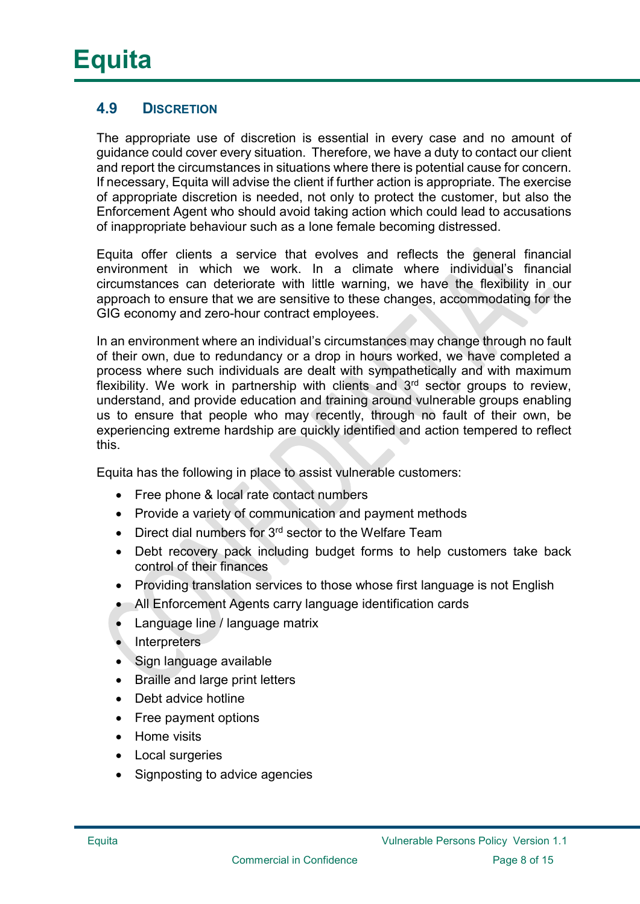## 4.9 DISCRETION

The appropriate use of discretion is essential in every case and no amount of guidance could cover every situation. Therefore, we have a duty to contact our client and report the circumstances in situations where there is potential cause for concern. If necessary, Equita will advise the client if further action is appropriate. The exercise of appropriate discretion is needed, not only to protect the customer, but also the Enforcement Agent who should avoid taking action which could lead to accusations of inappropriate behaviour such as a lone female becoming distressed.

Equita offer clients a service that evolves and reflects the general financial environment in which we work. In a climate where individual's financial circumstances can deteriorate with little warning, we have the flexibility in our approach to ensure that we are sensitive to these changes, accommodating for the GIG economy and zero-hour contract employees.

In an environment where an individual's circumstances may change through no fault of their own, due to redundancy or a drop in hours worked, we have completed a process where such individuals are dealt with sympathetically and with maximum flexibility. We work in partnership with clients and 3rd sector groups to review, understand, and provide education and training around vulnerable groups enabling us to ensure that people who may recently, through no fault of their own, be experiencing extreme hardship are quickly identified and action tempered to reflect this.

Equita has the following in place to assist vulnerable customers:

- Free phone & local rate contact numbers
- Provide a variety of communication and payment methods
- Direct dial numbers for 3rd sector to the Welfare Team
- Debt recovery pack including budget forms to help customers take back control of their finances
- Providing translation services to those whose first language is not English
- All Enforcement Agents carry language identification cards
- Language line / language matrix
- Interpreters
- Sign language available
- Braille and large print letters
- Debt advice hotline
- Free payment options
- Home visits
- Local surgeries
- Signposting to advice agencies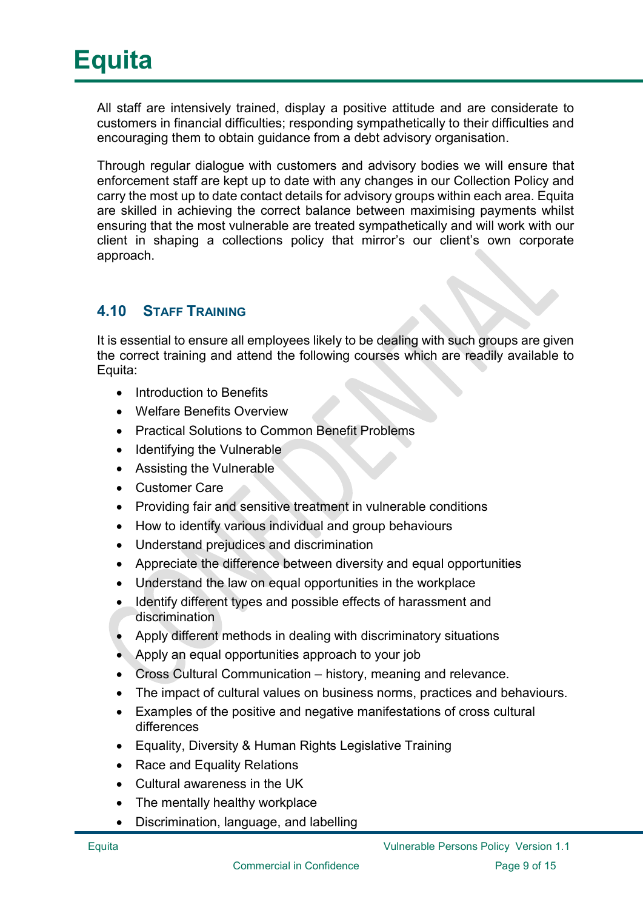All staff are intensively trained, display a positive attitude and are considerate to customers in financial difficulties; responding sympathetically to their difficulties and encouraging them to obtain guidance from a debt advisory organisation.

Through regular dialogue with customers and advisory bodies we will ensure that enforcement staff are kept up to date with any changes in our Collection Policy and carry the most up to date contact details for advisory groups within each area. Equita are skilled in achieving the correct balance between maximising payments whilst ensuring that the most vulnerable are treated sympathetically and will work with our client in shaping a collections policy that mirror's our client's own corporate approach.

### 4.10 Staff Training

It is essential to ensure all employees likely to be dealing with such groups are given the correct training and attend the following courses which are readily available to Equita:

- Introduction to Benefits
- Welfare Benefits Overview
- Practical Solutions to Common Benefit Problems
- Identifying the Vulnerable
- Assisting the Vulnerable
- Customer Care
- Providing fair and sensitive treatment in vulnerable conditions
- How to identify various individual and group behaviours
- Understand prejudices and discrimination
- Appreciate the difference between diversity and equal opportunities
- Understand the law on equal opportunities in the workplace
- Identify different types and possible effects of harassment and discrimination
- Apply different methods in dealing with discriminatory situations
- Apply an equal opportunities approach to your job
- Cross Cultural Communication – history, meaning and relevance.
- The impact of cultural values on business norms, practices and behaviours.
- Examples of the positive and negative manifestations of cross cultural differences
- Equality, Diversity & Human Rights Legislative Training
- Race and Equality Relations
- Cultural awareness in the UK
- The mentally healthy workplace
- Discrimination, language, and labelling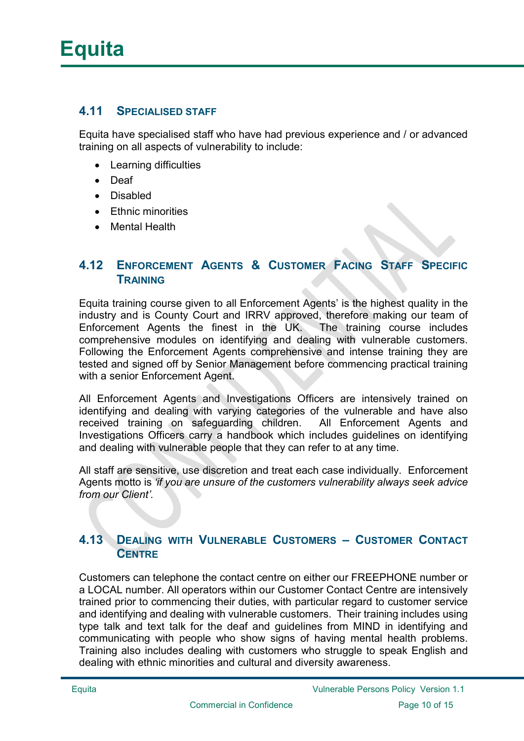## 4.11 Specialised Staff

Equita have specialised staff who have had previous experience and / or advanced training on all aspects of vulnerability to include:

- Learning difficulties
- Deaf
- Disabled
- Ethnic minorities
- Mental Health

## 4.12 Enforcement Agents & Customer Facing Staff Specific Training

Equita training course given to all Enforcement Agents' is the highest quality in the industry and is County Court and IRRV approved, therefore making our team of Enforcement Agents the finest in the UK. The training course includes comprehensive modules on identifying and dealing with vulnerable customers. Following the Enforcement Agents comprehensive and intense training they are tested and signed off by Senior Management before commencing practical training with a senior Enforcement Agent.

All Enforcement Agents and Investigations Officers are intensively trained on identifying and dealing with varying categories of the vulnerable and have also received training on safeguarding children. All Enforcement Agents and Investigations Officers carry a handbook which includes guidelines on identifying and dealing with vulnerable people that they can refer to at any time.

All staff are sensitive, use discretion and treat each case individually. Enforcement Agents motto is *'if you are unsure of the customers vulnerability always seek advice from our Client'.*

## 4.13 Dealing with Vulnerable Customers – Customer Contact Centre

Customers can telephone the contact centre on either our FREEPHONE number or a LOCAL number. All operators within our Customer Contact Centre are intensively trained prior to commencing their duties, with particular regard to customer service and identifying and dealing with vulnerable customers. Their training includes using type talk and text talk for the deaf and guidelines from MIND in identifying and communicating with people who show signs of having mental health problems. Training also includes dealing with customers who struggle to speak English and dealing with ethnic minorities and cultural and diversity awareness.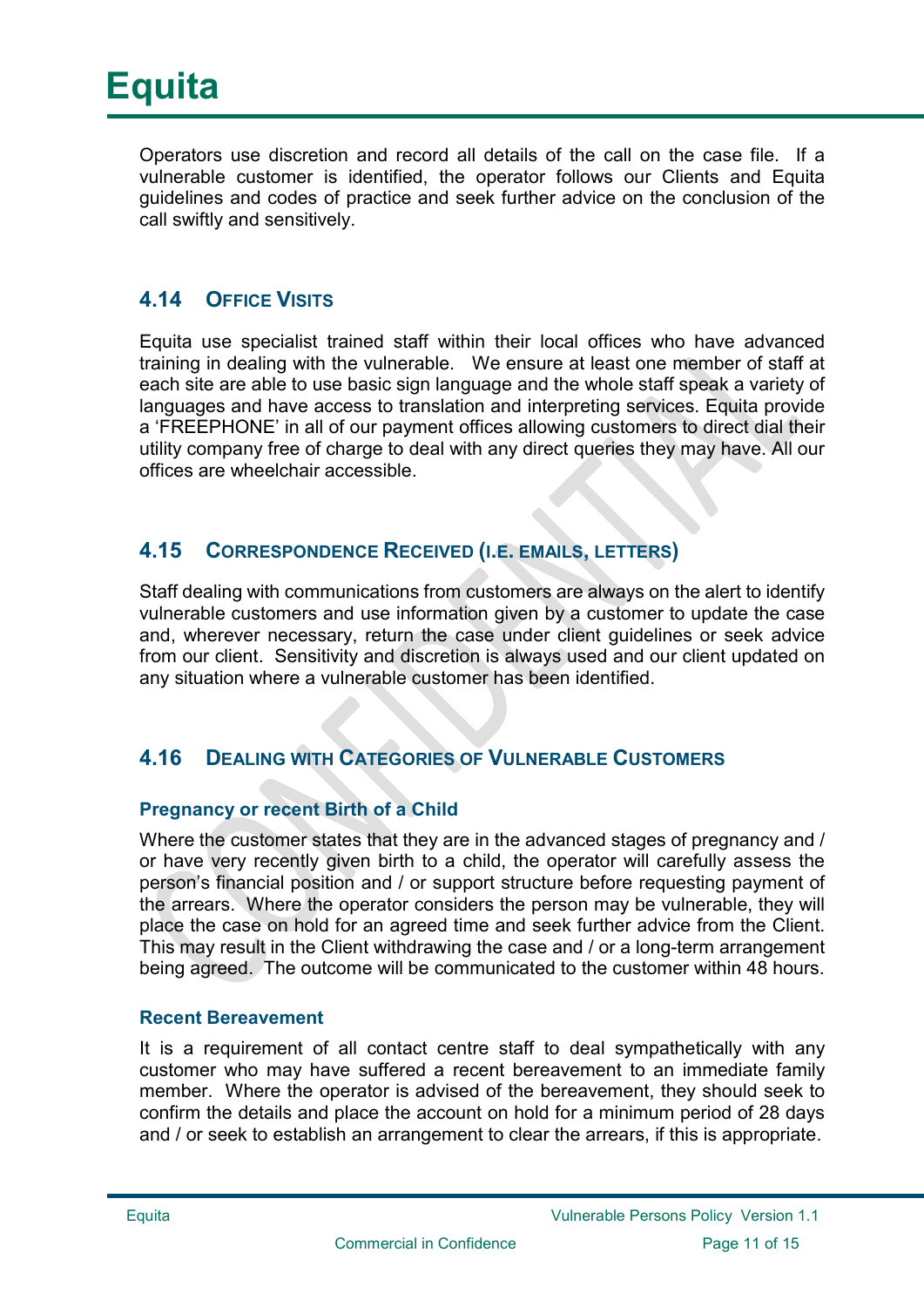Operators use discretion and record all details of the call on the case file. If a vulnerable customer is identified, the operator follows our Clients and Equita guidelines and codes of practice and seek further advice on the conclusion of the call swiftly and sensitively.

## 4.14 Office Visits

Equita use specialist trained staff within their local offices who have advanced training in dealing with the vulnerable. We ensure at least one member of staff at each site are able to use basic sign language and the whole staff speak a variety of languages and have access to translation and interpreting services. Equita provide a 'FREEPHONE' in all of our payment offices allowing customers to direct dial their utility company free of charge to deal with any direct queries they may have. All our offices are wheelchair accessible.

## 4.15 Correspondence Received (i.e. emails, letters)

Staff dealing with communications from customers are always on the alert to identify vulnerable customers and use information given by a customer to update the case and, wherever necessary, return the case under client guidelines or seek advice from our client. Sensitivity and discretion is always used and our client updated on any situation where a vulnerable customer has been identified.

## 4.16 Dealing with Categories of Vulnerable Customers

### Pregnancy or recent Birth of a Child

Where the customer states that they are in the advanced stages of pregnancy and / or have very recently given birth to a child, the operator will carefully assess the person's financial position and / or support structure before requesting payment of the arrears. Where the operator considers the person may be vulnerable, they will place the case on hold for an agreed time and seek further advice from the Client. This may result in the Client withdrawing the case and / or a long-term arrangement being agreed. The outcome will be communicated to the customer within 48 hours.

### Recent Bereavement

It is a requirement of all contact centre staff to deal sympathetically with any customer who may have suffered a recent bereavement to an immediate family member. Where the operator is advised of the bereavement, they should seek to confirm the details and place the account on hold for a minimum period of 28 days and / or seek to establish an arrangement to clear the arrears, if this is appropriate.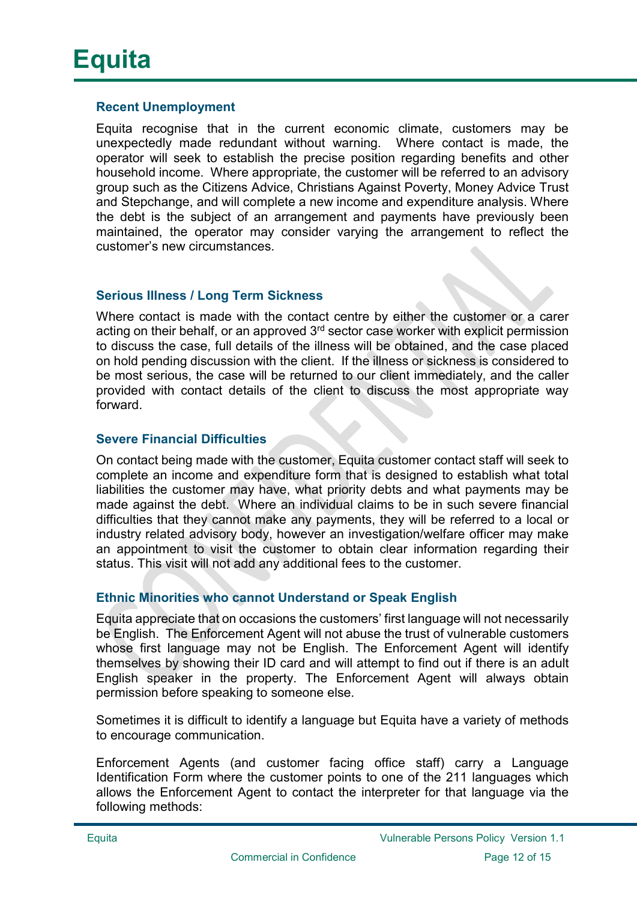### Recent Unemployment

Equita recognise that in the current economic climate, customers may be unexpectedly made redundant without warning. Where contact is made, the operator will seek to establish the precise position regarding benefits and other household income. Where appropriate, the customer will be referred to an advisory group such as the Citizens Advice, Christians Against Poverty, Money Advice Trust and Stepchange, and will complete a new income and expenditure analysis. Where the debt is the subject of an arrangement and payments have previously been maintained, the operator may consider varying the arrangement to reflect the customer's new circumstances.

### Serious Illness / Long Term Sickness

Where contact is made with the contact centre by either the customer or a carer acting on their behalf, or an approved 3rd sector case worker with explicit permission to discuss the case, full details of the illness will be obtained, and the case placed on hold pending discussion with the client. If the illness or sickness is considered to be most serious, the case will be returned to our client immediately, and the caller provided with contact details of the client to discuss the most appropriate way forward.

### Severe Financial Difficulties

On contact being made with the customer, Equita customer contact staff will seek to complete an income and expenditure form that is designed to establish what total liabilities the customer may have, what priority debts and what payments may be made against the debt. Where an individual claims to be in such severe financial difficulties that they cannot make any payments, they will be referred to a local or industry related advisory body, however an investigation/welfare officer may make an appointment to visit the customer to obtain clear information regarding their status. This visit will not add any additional fees to the customer.

### Ethnic Minorities who cannot Understand or Speak English

Equita appreciate that on occasions the customers' first language will not necessarily be English. The Enforcement Agent will not abuse the trust of vulnerable customers whose first language may not be English. The Enforcement Agent will identify themselves by showing their ID card and will attempt to find out if there is an adult English speaker in the property. The Enforcement Agent will always obtain permission before speaking to someone else.

Sometimes it is difficult to identify a language but Equita have a variety of methods to encourage communication.

Enforcement Agents (and customer facing office staff) carry a Language Identification Form where the customer points to one of the 211 languages which allows the Enforcement Agent to contact the interpreter for that language via the following methods: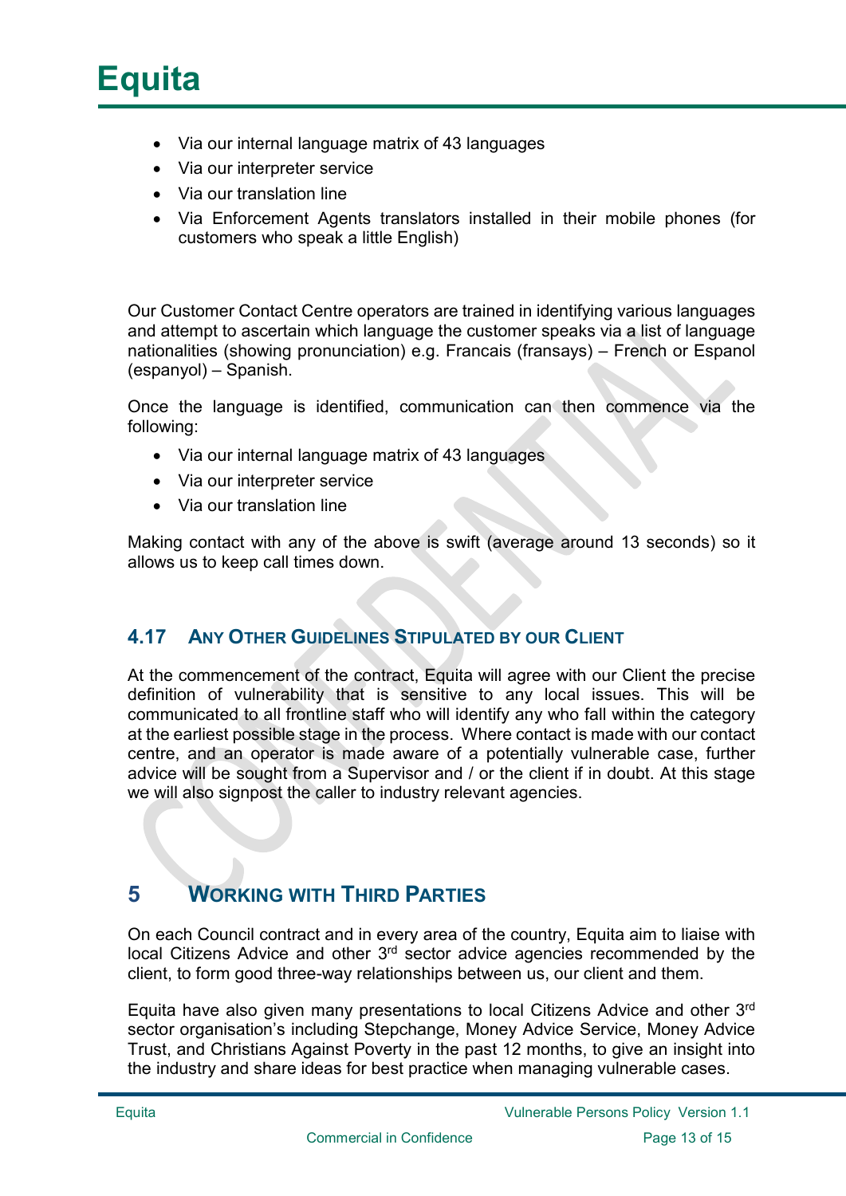- Via our internal language matrix of 43 languages
- Via our interpreter service
- Via our translation line
- Via Enforcement Agents translators installed in their mobile phones (for customers who speak a little English)

Our Customer Contact Centre operators are trained in identifying various languages and attempt to ascertain which language the customer speaks via a list of language nationalities (showing pronunciation) e.g. Francais (fransays) – French or Espanol (espanyol) – Spanish.

Once the language is identified, communication can then commence via the following:

- Via our internal language matrix of 43 languages
- Via our interpreter service
- Via our translation line

Making contact with any of the above is swift (average around 13 seconds) so it allows us to keep call times down.

### 4.17 Any Other Guidelines Stipulated by our Client

At the commencement of the contract, Equita will agree with our Client the precise definition of vulnerability that is sensitive to any local issues. This will be communicated to all frontline staff who will identify any who fall within the category at the earliest possible stage in the process. Where contact is made with our contact centre, and an operator is made aware of a potentially vulnerable case, further advice will be sought from a Supervisor and / or the client if in doubt. At this stage we will also signpost the caller to industry relevant agencies.

## 5 Working with Third Parties

On each Council contract and in every area of the country, Equita aim to liaise with local Citizens Advice and other 3rd sector advice agencies recommended by the client, to form good three-way relationships between us, our client and them.

Equita have also given many presentations to local Citizens Advice and other 3rd sector organisation's including Stepchange, Money Advice Service, Money Advice Trust, and Christians Against Poverty in the past 12 months, to give an insight into the industry and share ideas for best practice when managing vulnerable cases.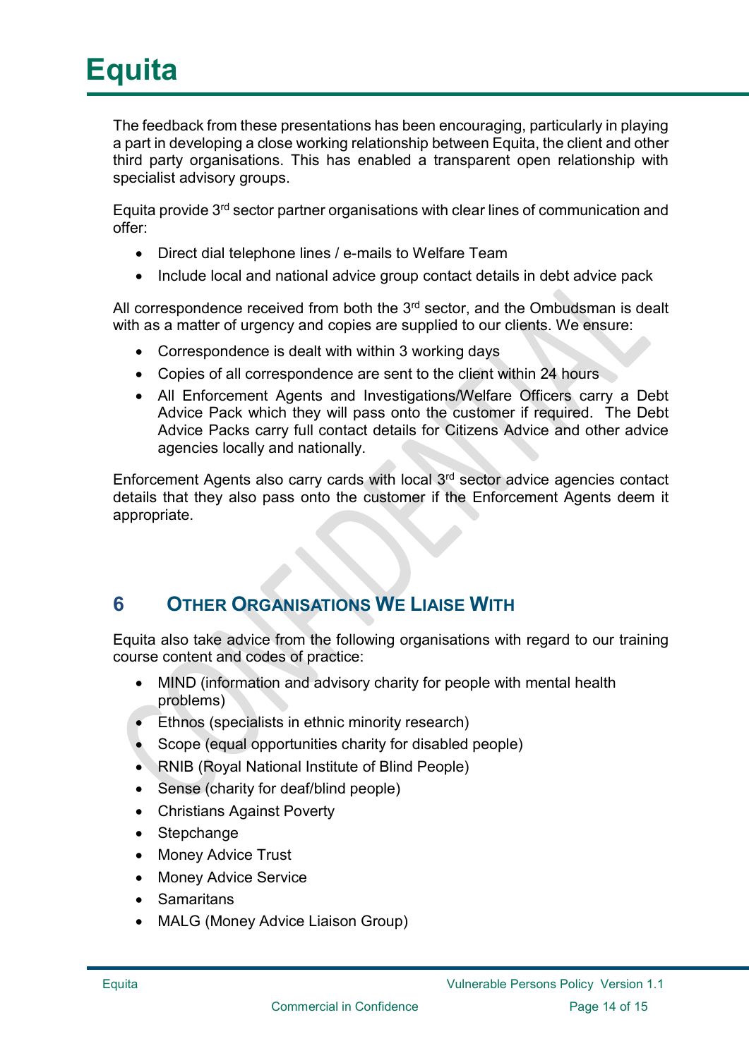The feedback from these presentations has been encouraging, particularly in playing a part in developing a close working relationship between Equita, the client and other third party organisations. This has enabled a transparent open relationship with specialist advisory groups.

Equita provide 3rd sector partner organisations with clear lines of communication and offer:

- Direct dial telephone lines / e-mails to Welfare Team
- Include local and national advice group contact details in debt advice pack

All correspondence received from both the 3rd sector, and the Ombudsman is dealt with as a matter of urgency and copies are supplied to our clients. We ensure:

- Correspondence is dealt with within 3 working days
- Copies of all correspondence are sent to the client within 24 hours
- All Enforcement Agents and Investigations/Welfare Officers carry a Debt Advice Pack which they will pass onto the customer if required. The Debt Advice Packs carry full contact details for Citizens Advice and other advice agencies locally and nationally.

Enforcement Agents also carry cards with local 3rd sector advice agencies contact details that they also pass onto the customer if the Enforcement Agents deem it appropriate.

## 6 Other Organisations We Liaise With

Equita also take advice from the following organisations with regard to our training course content and codes of practice:

- MIND (information and advisory charity for people with mental health problems)
- Ethnos (specialists in ethnic minority research)
- Scope (equal opportunities charity for disabled people)
- RNIB (Royal National Institute of Blind People)
- Sense (charity for deaf/blind people)
- Christians Against Poverty
- Stepchange
- Money Advice Trust
- Money Advice Service
- Samaritans
- MALG (Money Advice Liaison Group)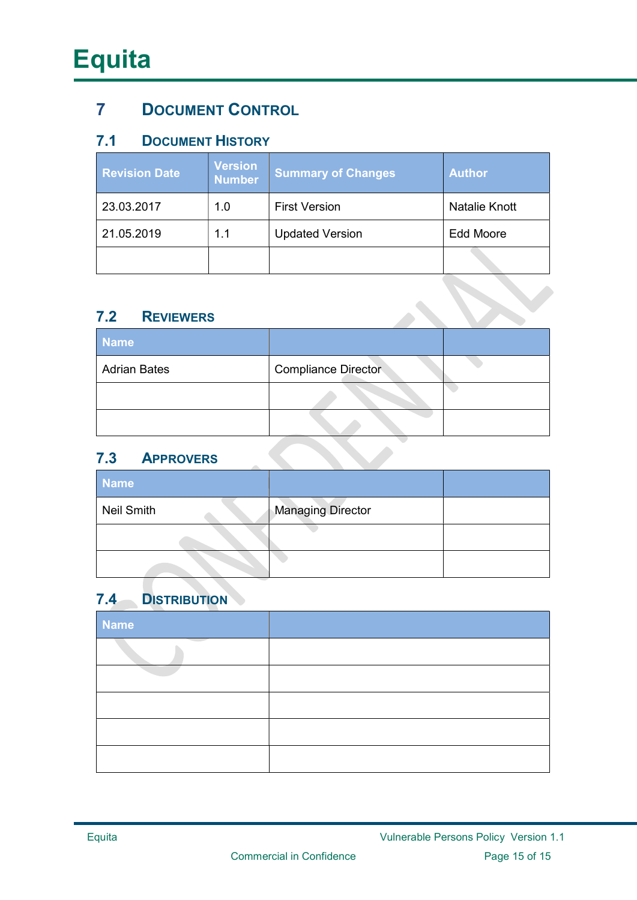# 7 Document Control

## 7.1 Document History

| Revision Date | Version Number | Summary of Changes | Author |
|---|---|---|---|
| 23.03.2017 | 1.0 | First Version | Natalie Knott |
| 21.05.2019 | 1.1 | Updated Version | Edd Moore |
| | | | |

## 7.2 Reviewers

| Name | | |
|---|---|---|
| Adrian Bates | Compliance Director | |
| | | |
| | | |

## 7.3 Approvers

| Name | | |
|---|---|---|
| Neil Smith | Managing Director | |
| | | |
| | | |

## 7.4 Distribution

| Name | |
|---|---|
| | |
| | |
| | |
| | |
| | |